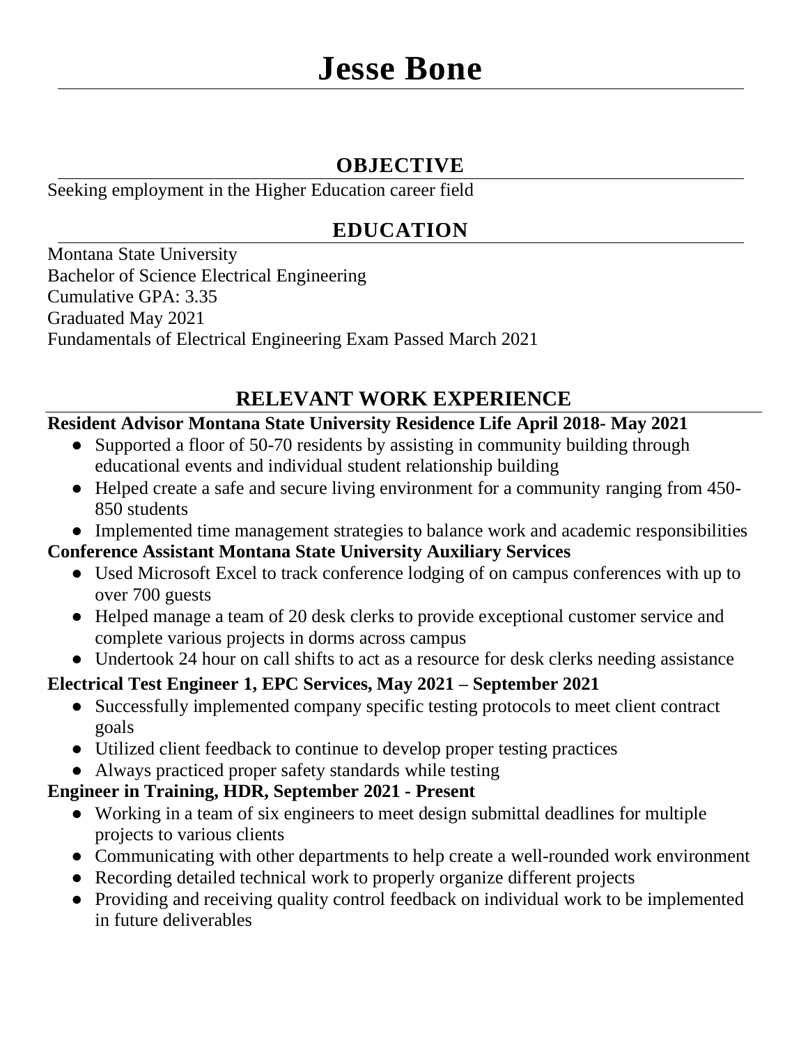# Jesse Bone

## OBJECTIVE

Seeking employment in the Higher Education career field

## EDUCATION

Montana State University
Bachelor of Science Electrical Engineering
Cumulative GPA: 3.35
Graduated May 2021
Fundamentals of Electrical Engineering Exam Passed March 2021

## RELEVANT WORK EXPERIENCE

**Resident Advisor Montana State University Residence Life April 2018- May 2021**

- Supported a floor of 50-70 residents by assisting in community building through educational events and individual student relationship building
- Helped create a safe and secure living environment for a community ranging from 450-850 students
- Implemented time management strategies to balance work and academic responsibilities

**Conference Assistant Montana State University Auxiliary Services**

- Used Microsoft Excel to track conference lodging of on campus conferences with up to over 700 guests
- Helped manage a team of 20 desk clerks to provide exceptional customer service and complete various projects in dorms across campus
- Undertook 24 hour on call shifts to act as a resource for desk clerks needing assistance

**Electrical Test Engineer 1, EPC Services, May 2021 – September 2021**

- Successfully implemented company specific testing protocols to meet client contract goals
- Utilized client feedback to continue to develop proper testing practices
- Always practiced proper safety standards while testing

**Engineer in Training, HDR, September 2021 - Present**

- Working in a team of six engineers to meet design submittal deadlines for multiple projects to various clients
- Communicating with other departments to help create a well-rounded work environment
- Recording detailed technical work to properly organize different projects
- Providing and receiving quality control feedback on individual work to be implemented in future deliverables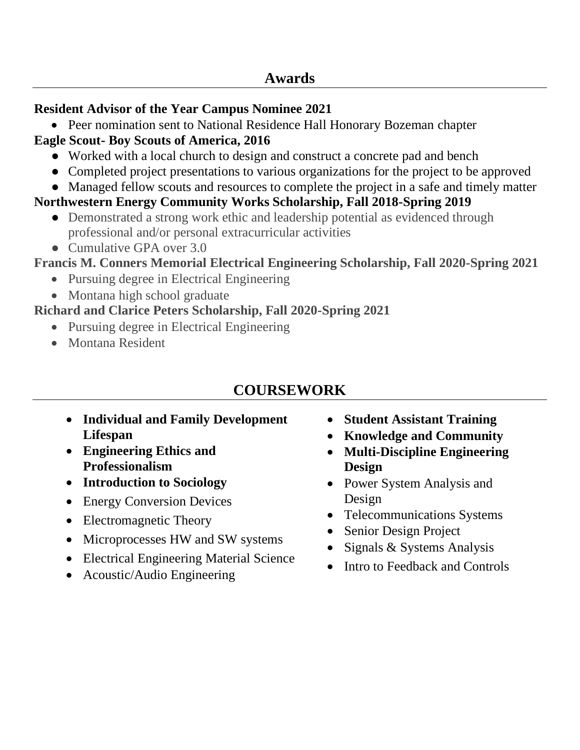## Awards

**Resident Advisor of the Year Campus Nominee 2021**

- Peer nomination sent to National Residence Hall Honorary Bozeman chapter

**Eagle Scout- Boy Scouts of America, 2016**

- Worked with a local church to design and construct a concrete pad and bench
- Completed project presentations to various organizations for the project to be approved
- Managed fellow scouts and resources to complete the project in a safe and timely matter

**Northwestern Energy Community Works Scholarship, Fall 2018-Spring 2019**

- Demonstrated a strong work ethic and leadership potential as evidenced through professional and/or personal extracurricular activities
- Cumulative GPA over 3.0

**Francis M. Conners Memorial Electrical Engineering Scholarship, Fall 2020-Spring 2021**

- Pursuing degree in Electrical Engineering
- Montana high school graduate

**Richard and Clarice Peters Scholarship, Fall 2020-Spring 2021**

- Pursuing degree in Electrical Engineering
- Montana Resident

## COURSEWORK

- **Individual and Family Development Lifespan**
- **Engineering Ethics and Professionalism**
- **Introduction to Sociology**
- Energy Conversion Devices
- Electromagnetic Theory
- Microprocesses HW and SW systems
- Electrical Engineering Material Science
- Acoustic/Audio Engineering
- **Student Assistant Training**
- **Knowledge and Community**
- **Multi-Discipline Engineering Design**
- Power System Analysis and Design
- Telecommunications Systems
- Senior Design Project
- Signals & Systems Analysis
- Intro to Feedback and Controls